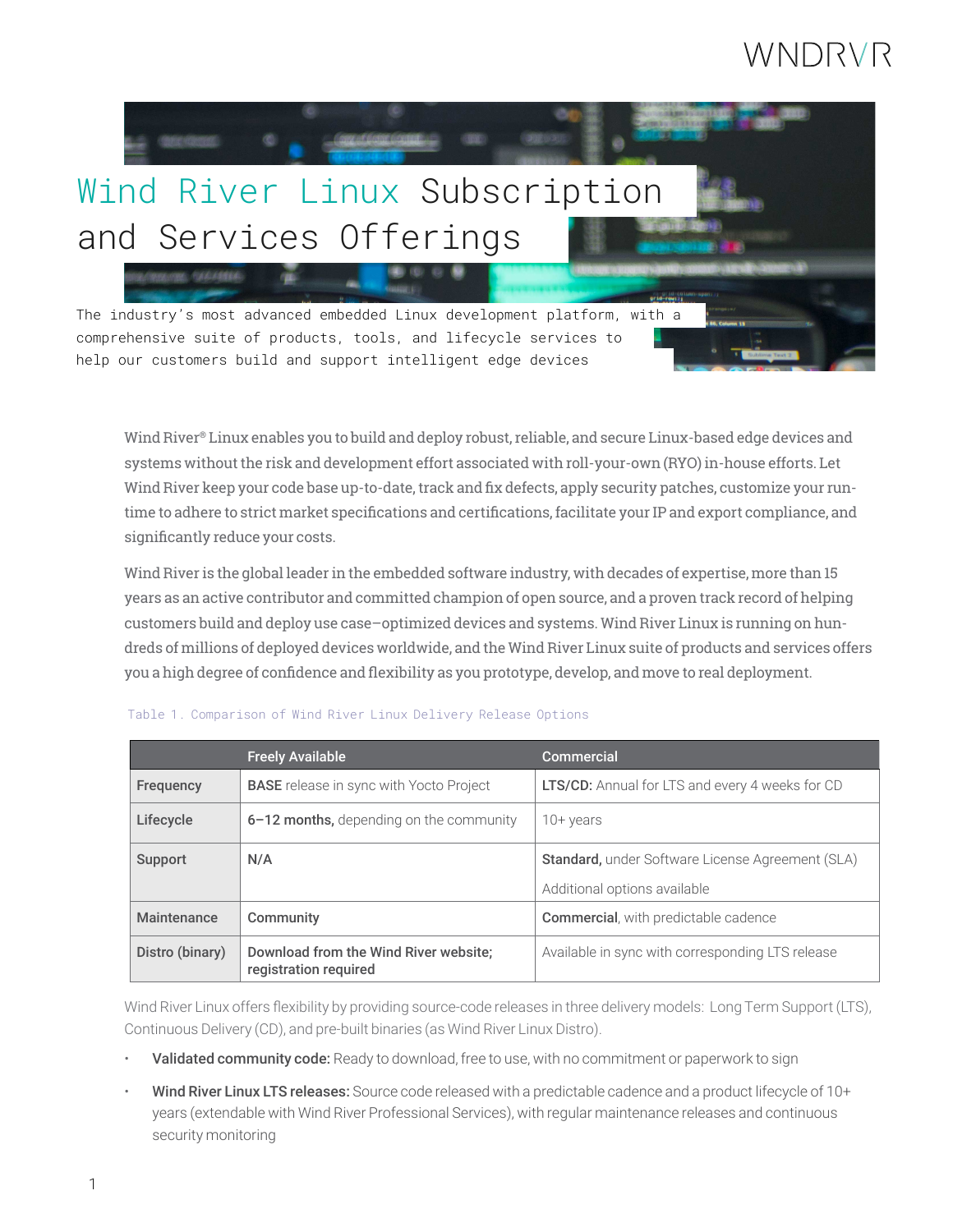# Wind River Linux Subscription and Services Offerings

The industry's most advanced embedded Linux development platform, with a comprehensive suite of products, tools, and lifecycle services to help our customers build and support intelligent edge devices

Wind River® Linux enables you to build and deploy robust, reliable, and secure Linux-based edge devices and systems without the risk and development effort associated with roll-your-own (RYO) in-house efforts. Let Wind River keep your code base up-to-date, track and fix defects, apply security patches, customize your run-time to adhere to strict market specifications and certifications, facilitate your IP and export compliance, and significantly reduce your costs.

Wind River is the global leader in the embedded software industry, with decades of expertise, more than 15 years as an active contributor and committed champion of open source, and a proven track record of helping customers build and deploy use case–optimized devices and systems. Wind River Linux is running on hundreds of millions of deployed devices worldwide, and the Wind River Linux suite of products and services offers you a high degree of confidence and flexibility as you prototype, develop, and move to real deployment.

Table 1. Comparison of Wind River Linux Delivery Release Options

| | Freely Available | Commercial |
|---|---|---|
| **Frequency** | **BASE** release in sync with Yocto Project | **LTS/CD:** Annual for LTS and every 4 weeks for CD |
| **Lifecycle** | **6–12 months,** depending on the community | 10+ years |
| **Support** | N/A | **Standard,** under Software License Agreement (SLA)<br>Additional options available |
| **Maintenance** | Community | **Commercial**, with predictable cadence |
| **Distro (binary)** | **Download from the Wind River website; registration required** | Available in sync with corresponding LTS release |

Wind River Linux offers flexibility by providing source-code releases in three delivery models: Long Term Support (LTS), Continuous Delivery (CD), and pre-built binaries (as Wind River Linux Distro).

- **Validated community code:** Ready to download, free to use, with no commitment or paperwork to sign
- **Wind River Linux LTS releases:** Source code released with a predictable cadence and a product lifecycle of 10+ years (extendable with Wind River Professional Services), with regular maintenance releases and continuous security monitoring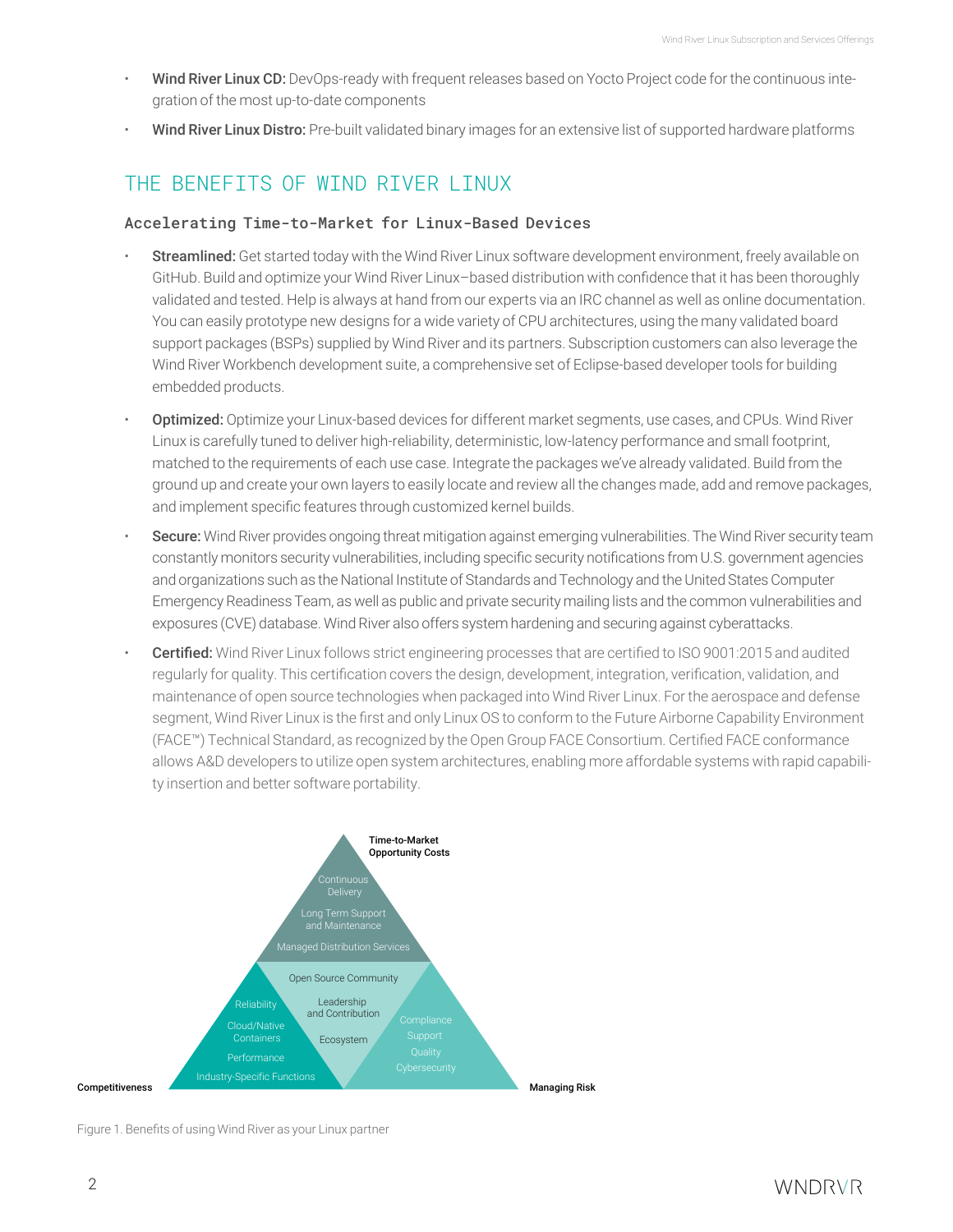- **Wind River Linux CD:** DevOps-ready with frequent releases based on Yocto Project code for the continuous integration of the most up-to-date components
- **Wind River Linux Distro:** Pre-built validated binary images for an extensive list of supported hardware platforms

## THE BENEFITS OF WIND RIVER LINUX

### Accelerating Time-to-Market for Linux-Based Devices

- **Streamlined:** Get started today with the Wind River Linux software development environment, freely available on GitHub. Build and optimize your Wind River Linux–based distribution with confidence that it has been thoroughly validated and tested. Help is always at hand from our experts via an IRC channel as well as online documentation. You can easily prototype new designs for a wide variety of CPU architectures, using the many validated board support packages (BSPs) supplied by Wind River and its partners. Subscription customers can also leverage the Wind River Workbench development suite, a comprehensive set of Eclipse-based developer tools for building embedded products.
- **Optimized:** Optimize your Linux-based devices for different market segments, use cases, and CPUs. Wind River Linux is carefully tuned to deliver high-reliability, deterministic, low-latency performance and small footprint, matched to the requirements of each use case. Integrate the packages we've already validated. Build from the ground up and create your own layers to easily locate and review all the changes made, add and remove packages, and implement specific features through customized kernel builds.
- **Secure:** Wind River provides ongoing threat mitigation against emerging vulnerabilities. The Wind River security team constantly monitors security vulnerabilities, including specific security notifications from U.S. government agencies and organizations such as the National Institute of Standards and Technology and the United States Computer Emergency Readiness Team, as well as public and private security mailing lists and the common vulnerabilities and exposures (CVE) database. Wind River also offers system hardening and securing against cyberattacks.
- **Certified:** Wind River Linux follows strict engineering processes that are certified to ISO 9001:2015 and audited regularly for quality. This certification covers the design, development, integration, verification, validation, and maintenance of open source technologies when packaged into Wind River Linux. For the aerospace and defense segment, Wind River Linux is the first and only Linux OS to conform to the Future Airborne Capability Environment (FACE™) Technical Standard, as recognized by the Open Group FACE Consortium. Certified FACE conformance allows A&D developers to utilize open system architectures, enabling more affordable systems with rapid capability insertion and better software portability.

Time-to-Market Opportunity Costs: Continuous Delivery; Long Term Support and Maintenance; Managed Distribution Services

Open Source Community: Leadership and Contribution; Ecosystem

Competitiveness: Reliability; Cloud/Native Containers; Performance; Industry-Specific Functions

Managing Risk: Compliance; Support; Quality; Cybersecurity

Figure 1. Benefits of using Wind River as your Linux partner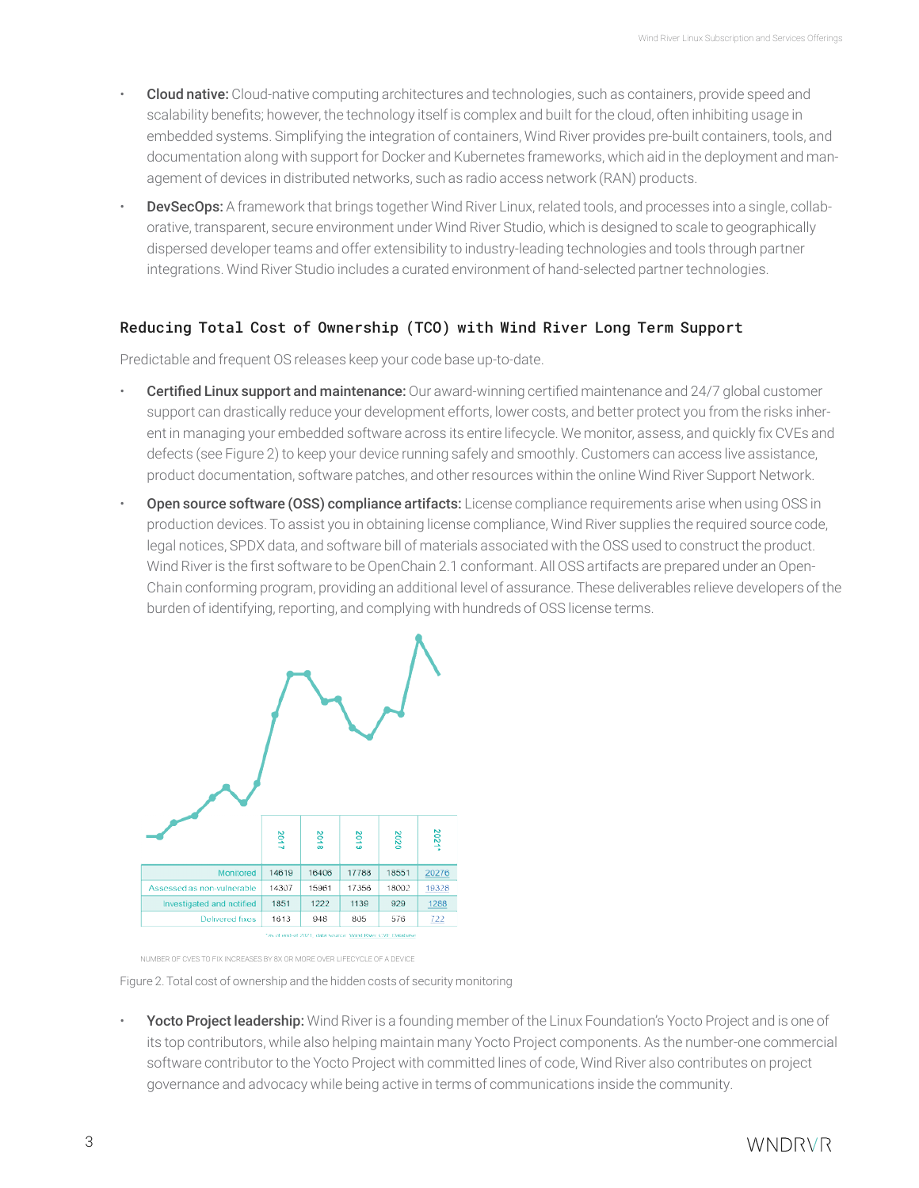- **Cloud native:** Cloud-native computing architectures and technologies, such as containers, provide speed and scalability benefits; however, the technology itself is complex and built for the cloud, often inhibiting usage in embedded systems. Simplifying the integration of containers, Wind River provides pre-built containers, tools, and documentation along with support for Docker and Kubernetes frameworks, which aid in the deployment and management of devices in distributed networks, such as radio access network (RAN) products.
- **DevSecOps:** A framework that brings together Wind River Linux, related tools, and processes into a single, collaborative, transparent, secure environment under Wind River Studio, which is designed to scale to geographically dispersed developer teams and offer extensibility to industry-leading technologies and tools through partner integrations. Wind River Studio includes a curated environment of hand-selected partner technologies.

### Reducing Total Cost of Ownership (TCO) with Wind River Long Term Support

Predictable and frequent OS releases keep your code base up-to-date.

- **Certified Linux support and maintenance:** Our award-winning certified maintenance and 24/7 global customer support can drastically reduce your development efforts, lower costs, and better protect you from the risks inherent in managing your embedded software across its entire lifecycle. We monitor, assess, and quickly fix CVEs and defects (see Figure 2) to keep your device running safely and smoothly. Customers can access live assistance, product documentation, software patches, and other resources within the online Wind River Support Network.
- **Open source software (OSS) compliance artifacts:** License compliance requirements arise when using OSS in production devices. To assist you in obtaining license compliance, Wind River supplies the required source code, legal notices, SPDX data, and software bill of materials associated with the OSS used to construct the product. Wind River is the first software to be OpenChain 2.1 conformant. All OSS artifacts are prepared under an OpenChain conforming program, providing an additional level of assurance. These deliverables relieve developers of the burden of identifying, reporting, and complying with hundreds of OSS license terms.

| | 2017 | 2018 | 2019 | 2020 | 2021* |
|---|---|---|---|---|---|
| Monitored | 14619 | 16406 | 17788 | 18551 | 20276 |
| Assessed as non-vulnerable | 14307 | 15961 | 17356 | 18002 | 19328 |
| Investigated and notified | 1851 | 1222 | 1139 | 929 | 1288 |
| Delivered fixes | 1613 | 948 | 805 | 576 | 722 |

*As of end of 2021; data source: Wind River CVE Database

NUMBER OF CVES TO FIX INCREASES BY 8X OR MORE OVER LIFECYCLE OF A DEVICE

Figure 2. Total cost of ownership and the hidden costs of security monitoring

- **Yocto Project leadership:** Wind River is a founding member of the Linux Foundation's Yocto Project and is one of its top contributors, while also helping maintain many Yocto Project components. As the number-one commercial software contributor to the Yocto Project with committed lines of code, Wind River also contributes on project governance and advocacy while being active in terms of communications inside the community.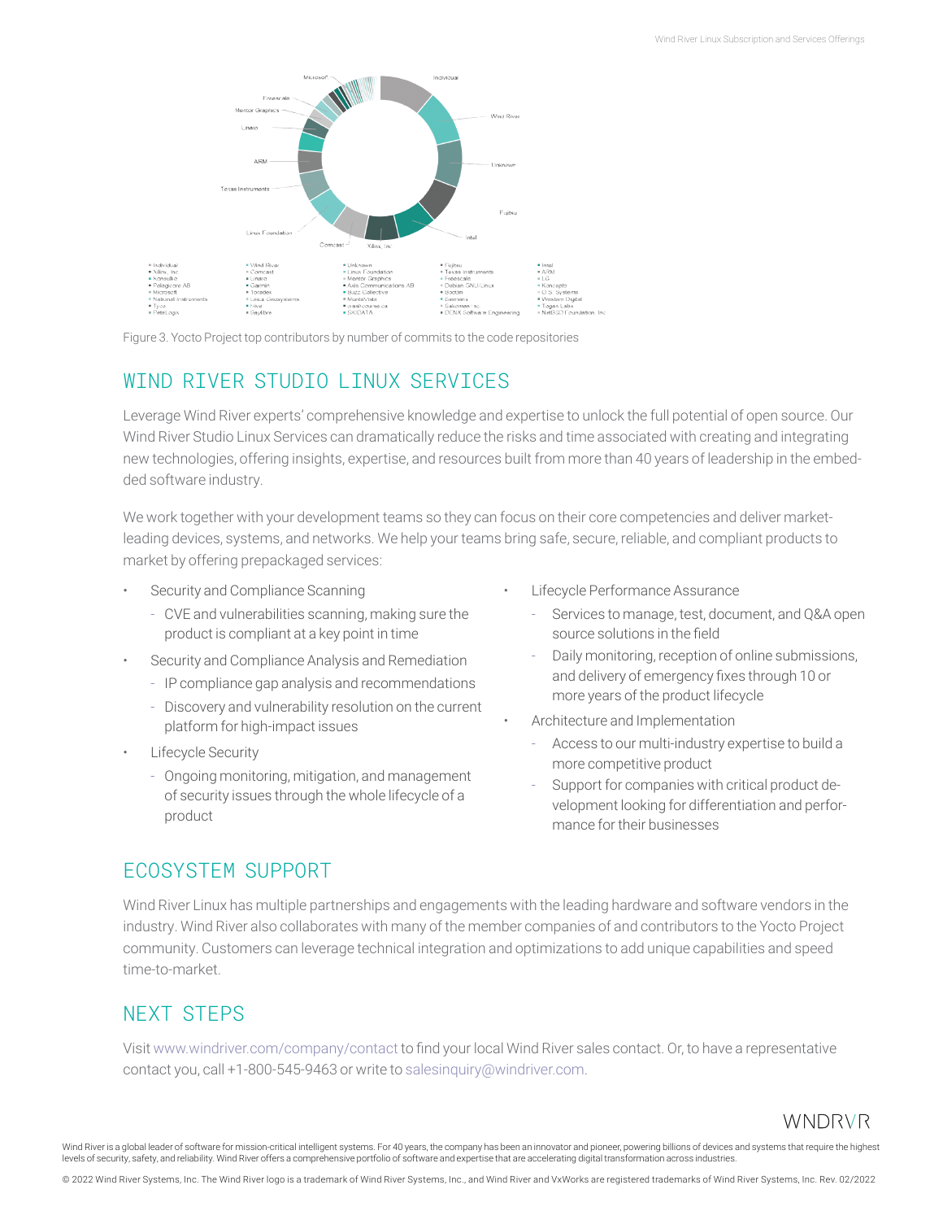Individual
Wind River
Unknown
Fujitsu
Intel
Xilinx, Inc
Comcast
Linux Foundation
Texas Instruments
ARM
Linaro
Mentor Graphics
Freescale
Microsoft

Individual, Xilinx, Inc, Konsulko, Pelagicore AB, Microsoft, National Instruments, Tyco, PetaLogix
Wind River, Comcast, Linaro, Garmin, Toradex, Linux Geosystems, Sifive, Baylibre
Unknown, Linux Foundation, Mentor Graphics, Axis Communications AB, Buzz Collective, MontaVista, openmoko.ca, SKIDATA
Fujitsu, Texas Instruments, Freescale, Debian GNU/Linux, Bootlin, Siemens, Salzmann Inc, DENX Software Engineering
Intel, ARM, LG, Konsulto, O.S. Systems, Western Digital, Togan Labs, NetBSD Foundation, Inc

Figure 3. Yocto Project top contributors by number of commits to the code repositories

## WIND RIVER STUDIO LINUX SERVICES

Leverage Wind River experts' comprehensive knowledge and expertise to unlock the full potential of open source. Our Wind River Studio Linux Services can dramatically reduce the risks and time associated with creating and integrating new technologies, offering insights, expertise, and resources built from more than 40 years of leadership in the embedded software industry.

We work together with your development teams so they can focus on their core competencies and deliver market-leading devices, systems, and networks. We help your teams bring safe, secure, reliable, and compliant products to market by offering prepackaged services:

- Security and Compliance Scanning
  - CVE and vulnerabilities scanning, making sure the product is compliant at a key point in time
- Security and Compliance Analysis and Remediation
  - IP compliance gap analysis and recommendations
  - Discovery and vulnerability resolution on the current platform for high-impact issues
- Lifecycle Security
  - Ongoing monitoring, mitigation, and management of security issues through the whole lifecycle of a product
- Lifecycle Performance Assurance
  - Services to manage, test, document, and Q&A open source solutions in the field
  - Daily monitoring, reception of online submissions, and delivery of emergency fixes through 10 or more years of the product lifecycle
- Architecture and Implementation
  - Access to our multi-industry expertise to build a more competitive product
  - Support for companies with critical product development looking for differentiation and performance for their businesses

## ECOSYSTEM SUPPORT

Wind River Linux has multiple partnerships and engagements with the leading hardware and software vendors in the industry. Wind River also collaborates with many of the member companies of and contributors to the Yocto Project community. Customers can leverage technical integration and optimizations to add unique capabilities and speed time-to-market.

## NEXT STEPS

Visit www.windriver.com/company/contact to find your local Wind River sales contact. Or, to have a representative contact you, call +1-800-545-9463 or write to salesinquiry@windriver.com.

WNDRVR

Wind River is a global leader of software for mission-critical intelligent systems. For 40 years, the company has been an innovator and pioneer, powering billions of devices and systems that require the highest levels of security, safety, and reliability. Wind River offers a comprehensive portfolio of software and expertise that are accelerating digital transformation across industries.

© 2022 Wind River Systems, Inc. The Wind River logo is a trademark of Wind River Systems, Inc., and Wind River and VxWorks are registered trademarks of Wind River Systems, Inc. Rev. 02/2022